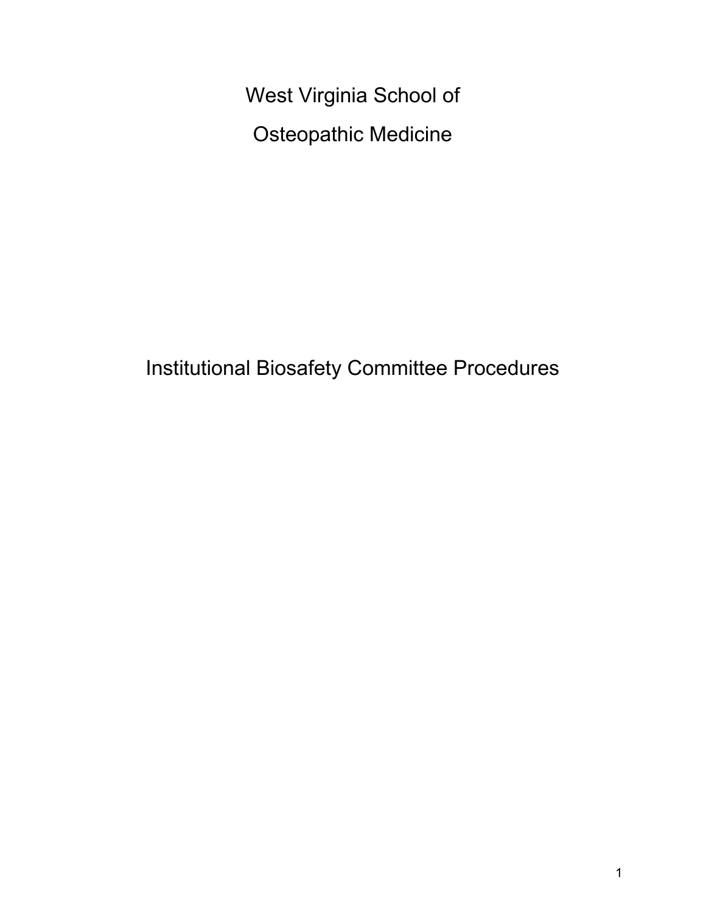# West Virginia School of Osteopathic Medicine

# Institutional Biosafety Committee Procedures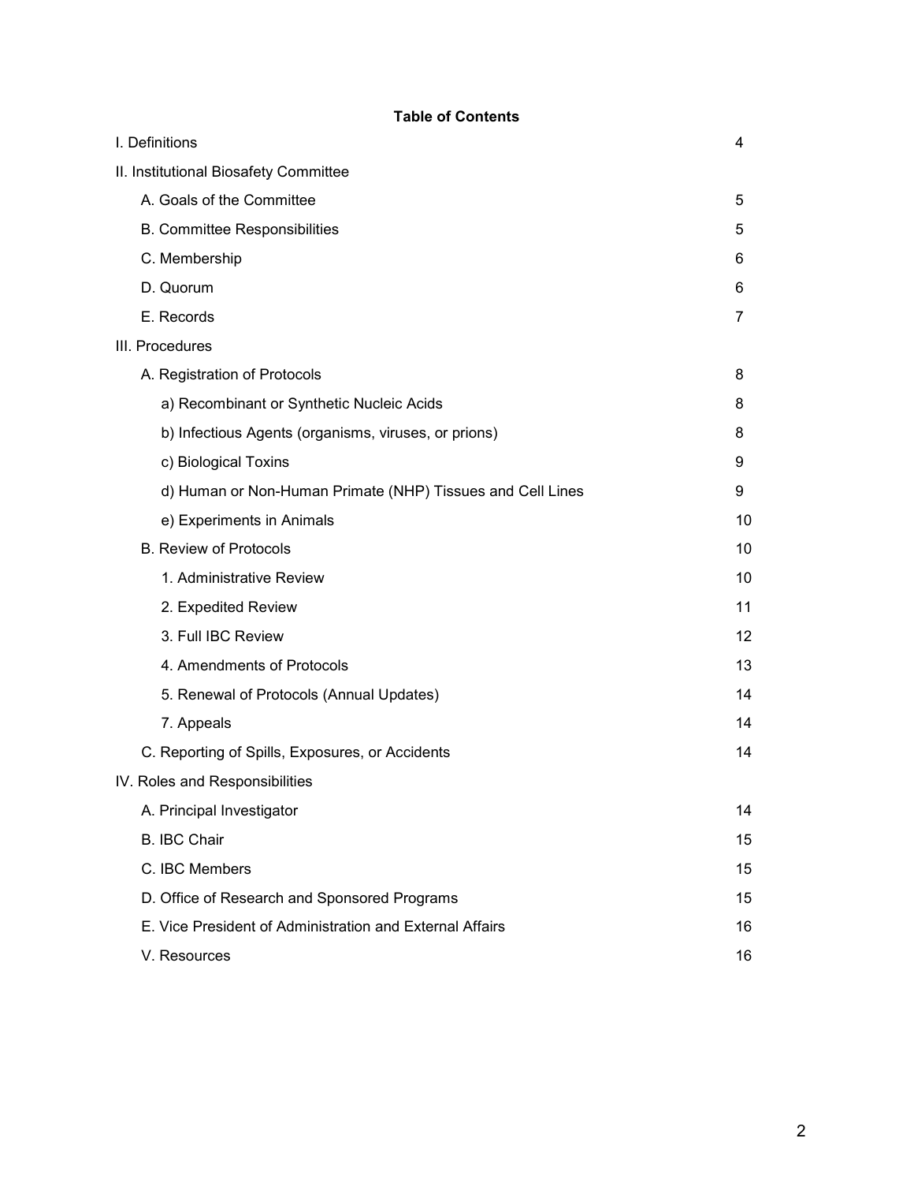**Table of Contents**

| | |
|---|---|
| I. Definitions | 4 |
| II. Institutional Biosafety Committee | |
| A. Goals of the Committee | 5 |
| B. Committee Responsibilities | 5 |
| C. Membership | 6 |
| D. Quorum | 6 |
| E. Records | 7 |
| III. Procedures | |
| A. Registration of Protocols | 8 |
| a) Recombinant or Synthetic Nucleic Acids | 8 |
| b) Infectious Agents (organisms, viruses, or prions) | 8 |
| c) Biological Toxins | 9 |
| d) Human or Non-Human Primate (NHP) Tissues and Cell Lines | 9 |
| e) Experiments in Animals | 10 |
| B. Review of Protocols | 10 |
| 1. Administrative Review | 10 |
| 2. Expedited Review | 11 |
| 3. Full IBC Review | 12 |
| 4. Amendments of Protocols | 13 |
| 5. Renewal of Protocols (Annual Updates) | 14 |
| 7. Appeals | 14 |
| C. Reporting of Spills, Exposures, or Accidents | 14 |
| IV. Roles and Responsibilities | |
| A. Principal Investigator | 14 |
| B. IBC Chair | 15 |
| C. IBC Members | 15 |
| D. Office of Research and Sponsored Programs | 15 |
| E. Vice President of Administration and External Affairs | 16 |
| V. Resources | 16 |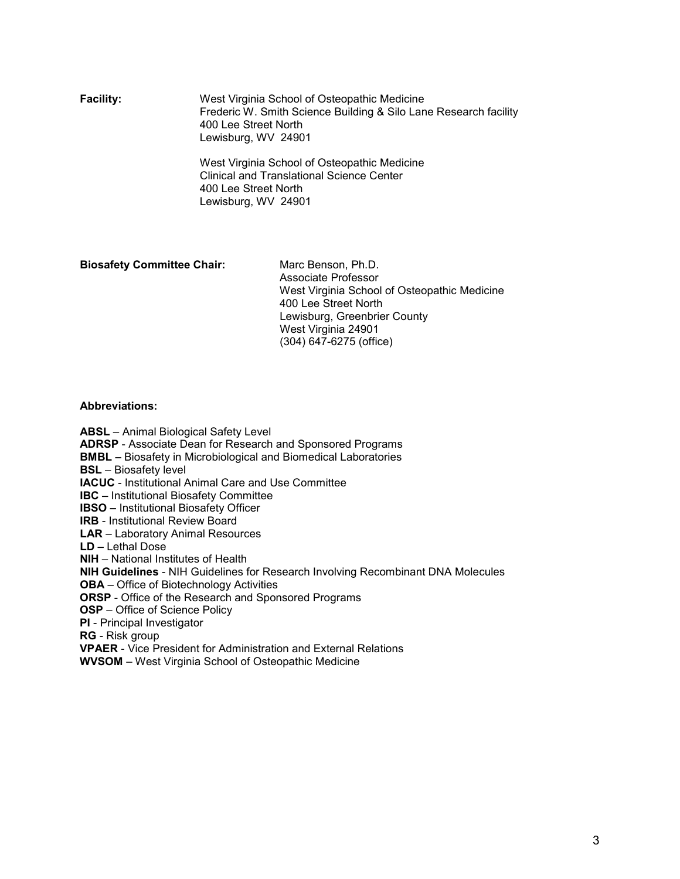**Facility:** West Virginia School of Osteopathic Medicine
Frederic W. Smith Science Building & Silo Lane Research facility
400 Lee Street North
Lewisburg, WV 24901

West Virginia School of Osteopathic Medicine
Clinical and Translational Science Center
400 Lee Street North
Lewisburg, WV 24901

**Biosafety Committee Chair:** Marc Benson, Ph.D.
Associate Professor
West Virginia School of Osteopathic Medicine
400 Lee Street North
Lewisburg, Greenbrier County
West Virginia 24901
(304) 647-6275 (office)

**Abbreviations:**

**ABSL** – Animal Biological Safety Level
**ADRSP** - Associate Dean for Research and Sponsored Programs
**BMBL –** Biosafety in Microbiological and Biomedical Laboratories
**BSL** – Biosafety level
**IACUC** - Institutional Animal Care and Use Committee
**IBC –** Institutional Biosafety Committee
**IBSO –** Institutional Biosafety Officer
**IRB** - Institutional Review Board
**LAR** – Laboratory Animal Resources
**LD –** Lethal Dose
**NIH** – National Institutes of Health
**NIH Guidelines** - NIH Guidelines for Research Involving Recombinant DNA Molecules
**OBA** – Office of Biotechnology Activities
**ORSP** - Office of the Research and Sponsored Programs
**OSP** – Office of Science Policy
**PI** - Principal Investigator
**RG** - Risk group
**VPAER** - Vice President for Administration and External Relations
**WVSOM** – West Virginia School of Osteopathic Medicine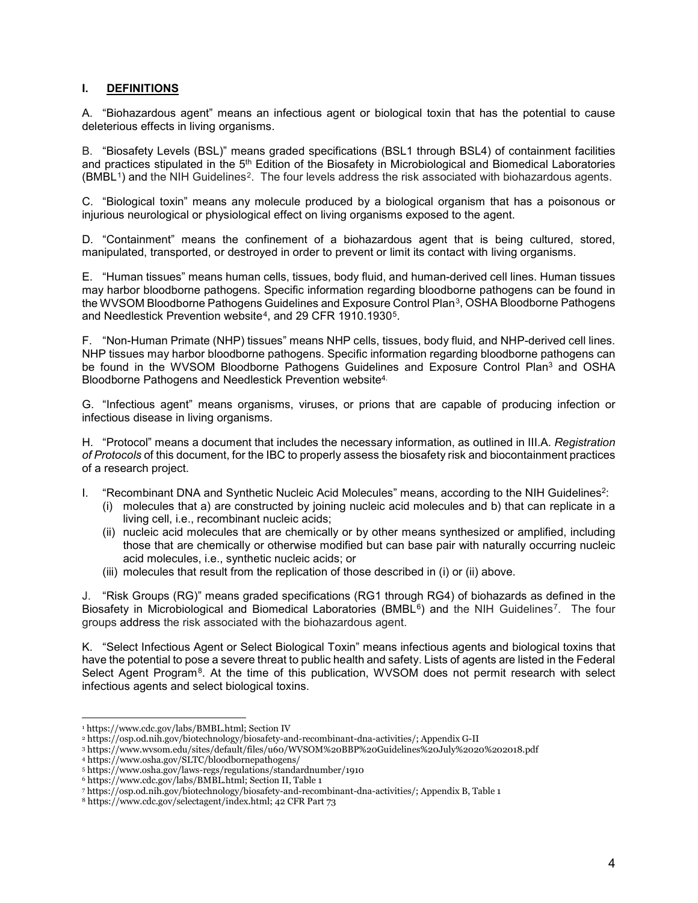## I. DEFINITIONS

A. "Biohazardous agent" means an infectious agent or biological toxin that has the potential to cause deleterious effects in living organisms.

B. "Biosafety Levels (BSL)" means graded specifications (BSL1 through BSL4) of containment facilities and practices stipulated in the 5th Edition of the Biosafety in Microbiological and Biomedical Laboratories (BMBL[1]) and the NIH Guidelines[2]. The four levels address the risk associated with biohazardous agents.

C. "Biological toxin" means any molecule produced by a biological organism that has a poisonous or injurious neurological or physiological effect on living organisms exposed to the agent.

D. "Containment" means the confinement of a biohazardous agent that is being cultured, stored, manipulated, transported, or destroyed in order to prevent or limit its contact with living organisms.

E. "Human tissues" means human cells, tissues, body fluid, and human-derived cell lines. Human tissues may harbor bloodborne pathogens. Specific information regarding bloodborne pathogens can be found in the WVSOM Bloodborne Pathogens Guidelines and Exposure Control Plan[3], OSHA Bloodborne Pathogens and Needlestick Prevention website[4], and 29 CFR 1910.1930[5].

F. "Non-Human Primate (NHP) tissues" means NHP cells, tissues, body fluid, and NHP-derived cell lines. NHP tissues may harbor bloodborne pathogens. Specific information regarding bloodborne pathogens can be found in the WVSOM Bloodborne Pathogens Guidelines and Exposure Control Plan[3] and OSHA Bloodborne Pathogens and Needlestick Prevention website[4].

G. "Infectious agent" means organisms, viruses, or prions that are capable of producing infection or infectious disease in living organisms.

H. "Protocol" means a document that includes the necessary information, as outlined in III.A. *Registration of Protocols* of this document, for the IBC to properly assess the biosafety risk and biocontainment practices of a research project.

I. "Recombinant DNA and Synthetic Nucleic Acid Molecules" means, according to the NIH Guidelines[2]:
   (i) molecules that a) are constructed by joining nucleic acid molecules and b) that can replicate in a living cell, i.e., recombinant nucleic acids;
   (ii) nucleic acid molecules that are chemically or by other means synthesized or amplified, including those that are chemically or otherwise modified but can base pair with naturally occurring nucleic acid molecules, i.e., synthetic nucleic acids; or
   (iii) molecules that result from the replication of those described in (i) or (ii) above.

J. "Risk Groups (RG)" means graded specifications (RG1 through RG4) of biohazards as defined in the Biosafety in Microbiological and Biomedical Laboratories (BMBL[6]) and the NIH Guidelines[7]. The four groups address the risk associated with the biohazardous agent.

K. "Select Infectious Agent or Select Biological Toxin" means infectious agents and biological toxins that have the potential to pose a severe threat to public health and safety. Lists of agents are listed in the Federal Select Agent Program[8]. At the time of this publication, WVSOM does not permit research with select infectious agents and select biological toxins.

---

[1] https://www.cdc.gov/labs/BMBL.html; Section IV
[2] https://osp.od.nih.gov/biotechnology/biosafety-and-recombinant-dna-activities/; Appendix G-II
[3] https://www.wvsom.edu/sites/default/files/u60/WVSOM%20BBP%20Guidelines%20July%2020%202018.pdf
[4] https://www.osha.gov/SLTC/bloodbornepathogens/
[5] https://www.osha.gov/laws-regs/regulations/standardnumber/1910
[6] https://www.cdc.gov/labs/BMBL.html; Section II, Table 1
[7] https://osp.od.nih.gov/biotechnology/biosafety-and-recombinant-dna-activities/; Appendix B, Table 1
[8] https://www.cdc.gov/selectagent/index.html; 42 CFR Part 73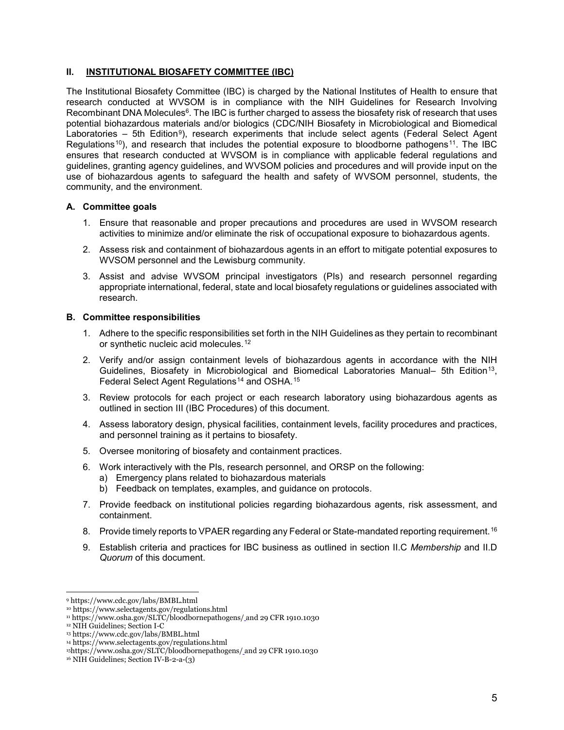## II. INSTITUTIONAL BIOSAFETY COMMITTEE (IBC)

The Institutional Biosafety Committee (IBC) is charged by the National Institutes of Health to ensure that research conducted at WVSOM is in compliance with the NIH Guidelines for Research Involving Recombinant DNA Molecules[6]. The IBC is further charged to assess the biosafety risk of research that uses potential biohazardous materials and/or biologics (CDC/NIH Biosafety in Microbiological and Biomedical Laboratories – 5th Edition[9]), research experiments that include select agents (Federal Select Agent Regulations[10]), and research that includes the potential exposure to bloodborne pathogens[11]. The IBC ensures that research conducted at WVSOM is in compliance with applicable federal regulations and guidelines, granting agency guidelines, and WVSOM policies and procedures and will provide input on the use of biohazardous agents to safeguard the health and safety of WVSOM personnel, students, the community, and the environment.

### A. Committee goals

1. Ensure that reasonable and proper precautions and procedures are used in WVSOM research activities to minimize and/or eliminate the risk of occupational exposure to biohazardous agents.
2. Assess risk and containment of biohazardous agents in an effort to mitigate potential exposures to WVSOM personnel and the Lewisburg community.
3. Assist and advise WVSOM principal investigators (PIs) and research personnel regarding appropriate international, federal, state and local biosafety regulations or guidelines associated with research.

### B. Committee responsibilities

1. Adhere to the specific responsibilities set forth in the NIH Guidelines as they pertain to recombinant or synthetic nucleic acid molecules.[12]
2. Verify and/or assign containment levels of biohazardous agents in accordance with the NIH Guidelines, Biosafety in Microbiological and Biomedical Laboratories Manual– 5th Edition[13], Federal Select Agent Regulations[14] and OSHA.[15]
3. Review protocols for each project or each research laboratory using biohazardous agents as outlined in section III (IBC Procedures) of this document.
4. Assess laboratory design, physical facilities, containment levels, facility procedures and practices, and personnel training as it pertains to biosafety.
5. Oversee monitoring of biosafety and containment practices.
6. Work interactively with the PIs, research personnel, and ORSP on the following:
   a) Emergency plans related to biohazardous materials
   b) Feedback on templates, examples, and guidance on protocols.
7. Provide feedback on institutional policies regarding biohazardous agents, risk assessment, and containment.
8. Provide timely reports to VPAER regarding any Federal or State-mandated reporting requirement.[16]
9. Establish criteria and practices for IBC business as outlined in section II.C *Membership* and II.D *Quorum* of this document.

---

[9] https://www.cdc.gov/labs/BMBL.html
[10] https://www.selectagents.gov/regulations.html
[11] https://www.osha.gov/SLTC/bloodbornepathogens/ and 29 CFR 1910.1030
[12] NIH Guidelines; Section I-C
[13] https://www.cdc.gov/labs/BMBL.html
[14] https://www.selectagents.gov/regulations.html
[15] https://www.osha.gov/SLTC/bloodbornepathogens/ and 29 CFR 1910.1030
[16] NIH Guidelines; Section IV-B-2-a-(3)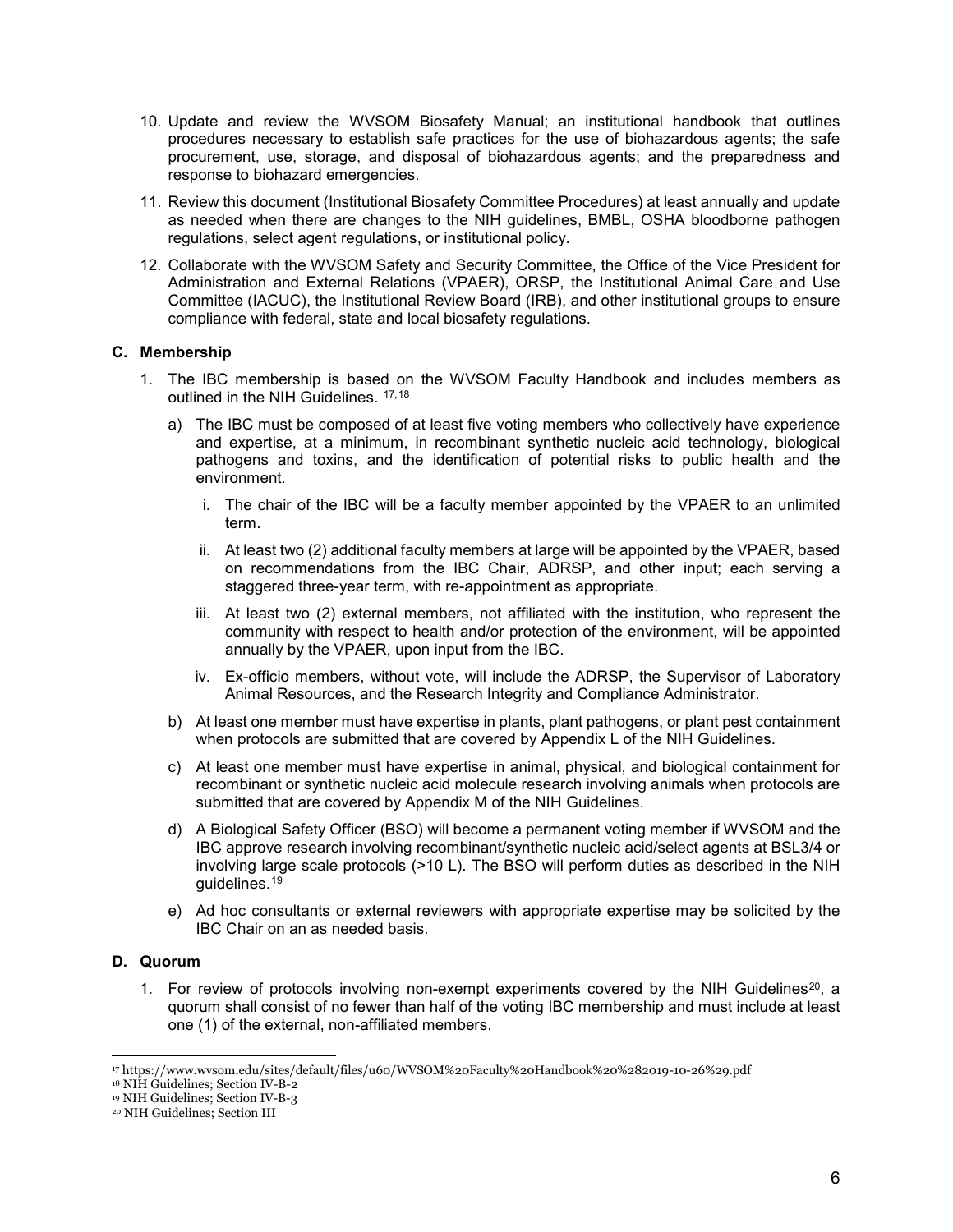10. Update and review the WVSOM Biosafety Manual; an institutional handbook that outlines procedures necessary to establish safe practices for the use of biohazardous agents; the safe procurement, use, storage, and disposal of biohazardous agents; and the preparedness and response to biohazard emergencies.
11. Review this document (Institutional Biosafety Committee Procedures) at least annually and update as needed when there are changes to the NIH guidelines, BMBL, OSHA bloodborne pathogen regulations, select agent regulations, or institutional policy.
12. Collaborate with the WVSOM Safety and Security Committee, the Office of the Vice President for Administration and External Relations (VPAER), ORSP, the Institutional Animal Care and Use Committee (IACUC), the Institutional Review Board (IRB), and other institutional groups to ensure compliance with federal, state and local biosafety regulations.

### C. Membership

1. The IBC membership is based on the WVSOM Faculty Handbook and includes members as outlined in the NIH Guidelines. [17,18]
   a) The IBC must be composed of at least five voting members who collectively have experience and expertise, at a minimum, in recombinant synthetic nucleic acid technology, biological pathogens and toxins, and the identification of potential risks to public health and the environment.
      i. The chair of the IBC will be a faculty member appointed by the VPAER to an unlimited term.
      ii. At least two (2) additional faculty members at large will be appointed by the VPAER, based on recommendations from the IBC Chair, ADRSP, and other input; each serving a staggered three-year term, with re-appointment as appropriate.
      iii. At least two (2) external members, not affiliated with the institution, who represent the community with respect to health and/or protection of the environment, will be appointed annually by the VPAER, upon input from the IBC.
      iv. Ex-officio members, without vote, will include the ADRSP, the Supervisor of Laboratory Animal Resources, and the Research Integrity and Compliance Administrator.
   b) At least one member must have expertise in plants, plant pathogens, or plant pest containment when protocols are submitted that are covered by Appendix L of the NIH Guidelines.
   c) At least one member must have expertise in animal, physical, and biological containment for recombinant or synthetic nucleic acid molecule research involving animals when protocols are submitted that are covered by Appendix M of the NIH Guidelines.
   d) A Biological Safety Officer (BSO) will become a permanent voting member if WVSOM and the IBC approve research involving recombinant/synthetic nucleic acid/select agents at BSL3/4 or involving large scale protocols (>10 L). The BSO will perform duties as described in the NIH guidelines. [19]
   e) Ad hoc consultants or external reviewers with appropriate expertise may be solicited by the IBC Chair on an as needed basis.

### D. Quorum

1. For review of protocols involving non-exempt experiments covered by the NIH Guidelines[20], a quorum shall consist of no fewer than half of the voting IBC membership and must include at least one (1) of the external, non-affiliated members.

---

[17] https://www.wvsom.edu/sites/default/files/u60/WVSOM%20Faculty%20Handbook%20%282019-10-26%29.pdf

[18] NIH Guidelines; Section IV-B-2

[19] NIH Guidelines; Section IV-B-3

[20] NIH Guidelines; Section III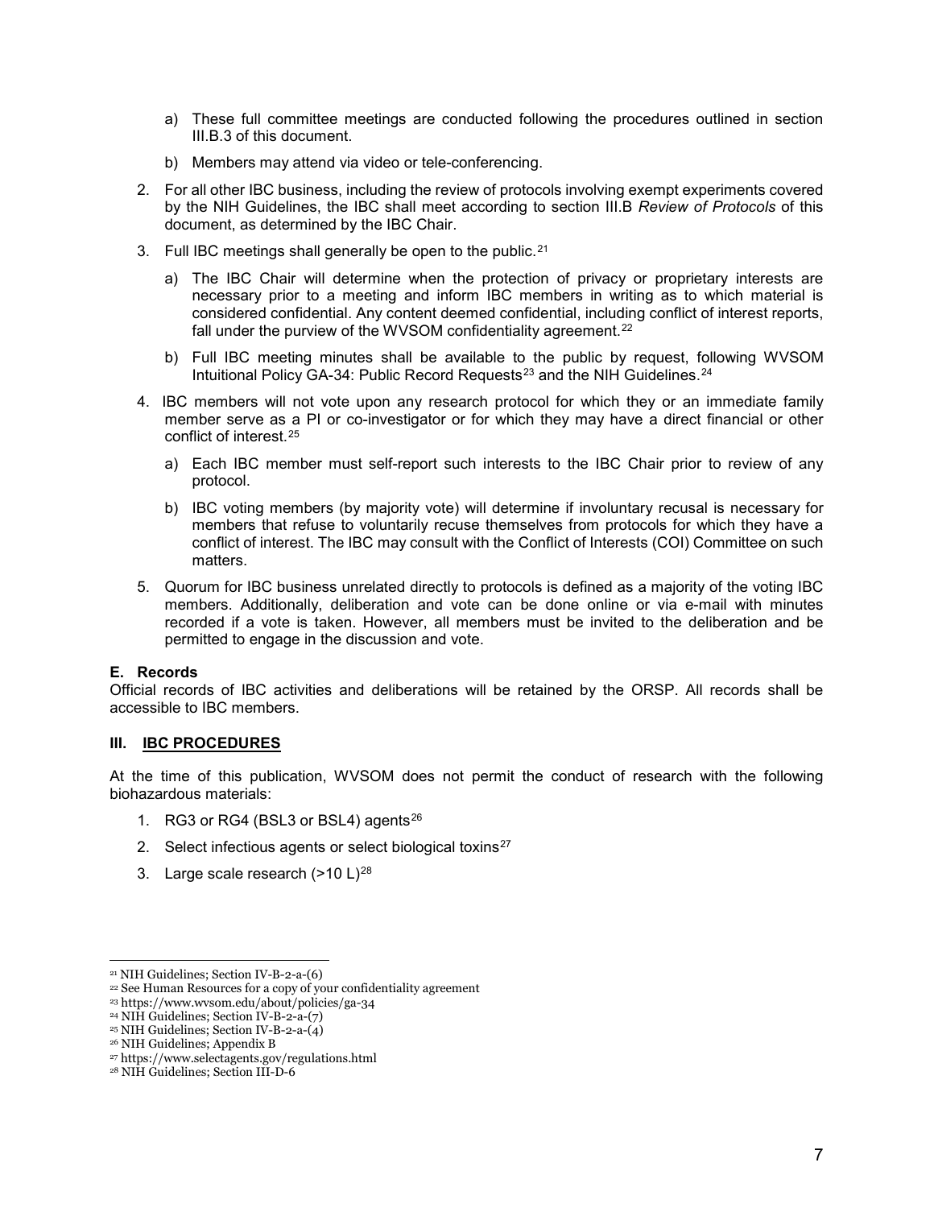a) These full committee meetings are conducted following the procedures outlined in section III.B.3 of this document.

b) Members may attend via video or tele-conferencing.

2. For all other IBC business, including the review of protocols involving exempt experiments covered by the NIH Guidelines, the IBC shall meet according to section III.B *Review of Protocols* of this document, as determined by the IBC Chair.

3. Full IBC meetings shall generally be open to the public.[21]

   a) The IBC Chair will determine when the protection of privacy or proprietary interests are necessary prior to a meeting and inform IBC members in writing as to which material is considered confidential. Any content deemed confidential, including conflict of interest reports, fall under the purview of the WVSOM confidentiality agreement.[22]

   b) Full IBC meeting minutes shall be available to the public by request, following WVSOM Intuitional Policy GA-34: Public Record Requests[23] and the NIH Guidelines.[24]

4. IBC members will not vote upon any research protocol for which they or an immediate family member serve as a PI or co-investigator or for which they may have a direct financial or other conflict of interest.[25]

   a) Each IBC member must self-report such interests to the IBC Chair prior to review of any protocol.

   b) IBC voting members (by majority vote) will determine if involuntary recusal is necessary for members that refuse to voluntarily recuse themselves from protocols for which they have a conflict of interest. The IBC may consult with the Conflict of Interests (COI) Committee on such matters.

5. Quorum for IBC business unrelated directly to protocols is defined as a majority of the voting IBC members. Additionally, deliberation and vote can be done online or via e-mail with minutes recorded if a vote is taken. However, all members must be invited to the deliberation and be permitted to engage in the discussion and vote.

### E. Records

Official records of IBC activities and deliberations will be retained by the ORSP. All records shall be accessible to IBC members.

## III. IBC PROCEDURES

At the time of this publication, WVSOM does not permit the conduct of research with the following biohazardous materials:

1. RG3 or RG4 (BSL3 or BSL4) agents[26]
2. Select infectious agents or select biological toxins[27]
3. Large scale research (>10 L)[28]

---

[21] NIH Guidelines; Section IV-B-2-a-(6)

[22] See Human Resources for a copy of your confidentiality agreement

[23] https://www.wvsom.edu/about/policies/ga-34

[24] NIH Guidelines; Section IV-B-2-a-(7)

[25] NIH Guidelines; Section IV-B-2-a-(4)

[26] NIH Guidelines; Appendix B

[27] https://www.selectagents.gov/regulations.html

[28] NIH Guidelines; Section III-D-6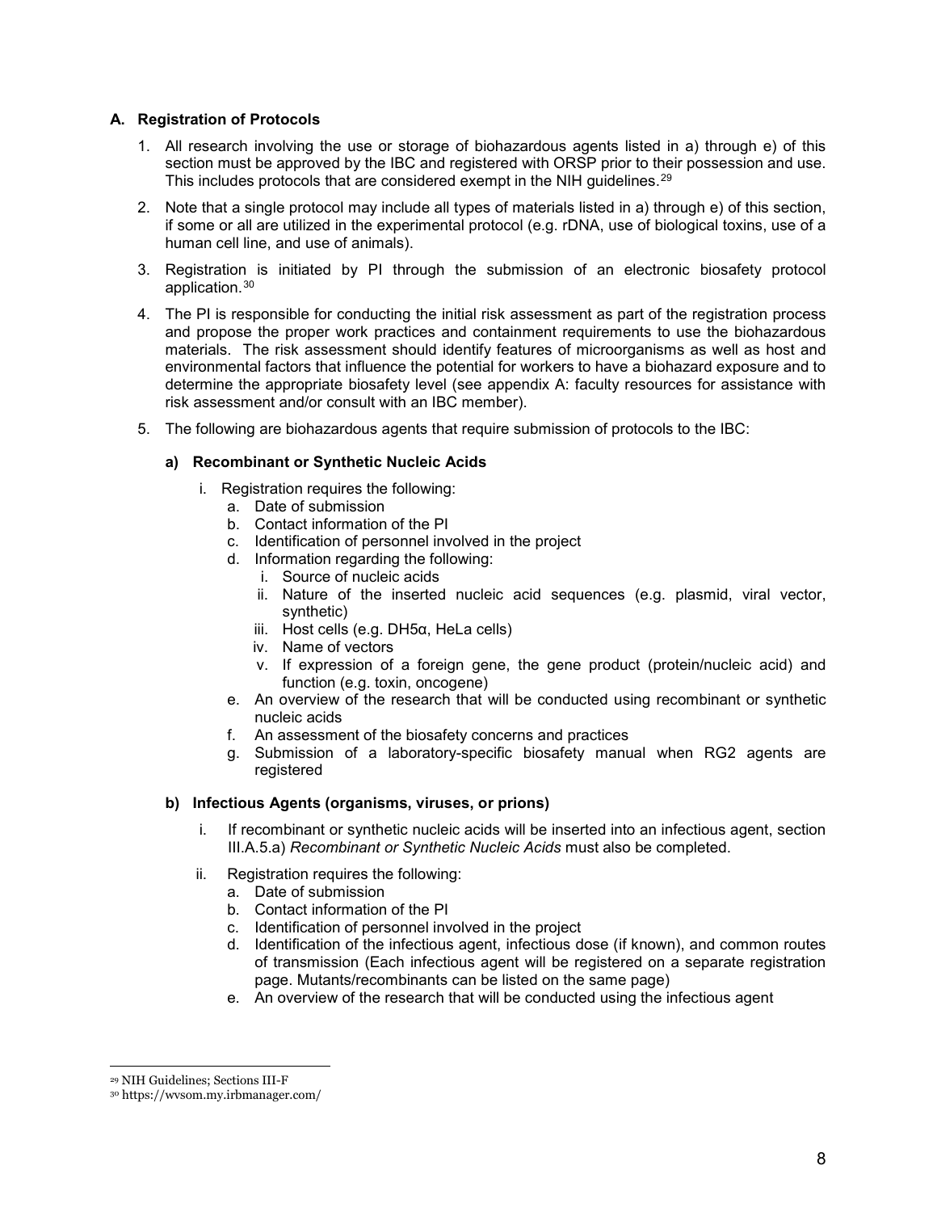### A. Registration of Protocols

1. All research involving the use or storage of biohazardous agents listed in a) through e) of this section must be approved by the IBC and registered with ORSP prior to their possession and use. This includes protocols that are considered exempt in the NIH guidelines.[29]
2. Note that a single protocol may include all types of materials listed in a) through e) of this section, if some or all are utilized in the experimental protocol (e.g. rDNA, use of biological toxins, use of a human cell line, and use of animals).
3. Registration is initiated by PI through the submission of an electronic biosafety protocol application.[30]
4. The PI is responsible for conducting the initial risk assessment as part of the registration process and propose the proper work practices and containment requirements to use the biohazardous materials. The risk assessment should identify features of microorganisms as well as host and environmental factors that influence the potential for workers to have a biohazard exposure and to determine the appropriate biosafety level (see appendix A: faculty resources for assistance with risk assessment and/or consult with an IBC member).
5. The following are biohazardous agents that require submission of protocols to the IBC:

#### a) Recombinant or Synthetic Nucleic Acids

- i. Registration requires the following:
  - a. Date of submission
  - b. Contact information of the PI
  - c. Identification of personnel involved in the project
  - d. Information regarding the following:
    - i. Source of nucleic acids
    - ii. Nature of the inserted nucleic acid sequences (e.g. plasmid, viral vector, synthetic)
    - iii. Host cells (e.g. DH5α, HeLa cells)
    - iv. Name of vectors
    - v. If expression of a foreign gene, the gene product (protein/nucleic acid) and function (e.g. toxin, oncogene)
  - e. An overview of the research that will be conducted using recombinant or synthetic nucleic acids
  - f. An assessment of the biosafety concerns and practices
  - g. Submission of a laboratory-specific biosafety manual when RG2 agents are registered

#### b) Infectious Agents (organisms, viruses, or prions)

- i. If recombinant or synthetic nucleic acids will be inserted into an infectious agent, section III.A.5.a) *Recombinant or Synthetic Nucleic Acids* must also be completed.
- ii. Registration requires the following:
  - a. Date of submission
  - b. Contact information of the PI
  - c. Identification of personnel involved in the project
  - d. Identification of the infectious agent, infectious dose (if known), and common routes of transmission (Each infectious agent will be registered on a separate registration page. Mutants/recombinants can be listed on the same page)
  - e. An overview of the research that will be conducted using the infectious agent

---

[29] NIH Guidelines; Sections III-F

[30] https://wvsom.my.irbmanager.com/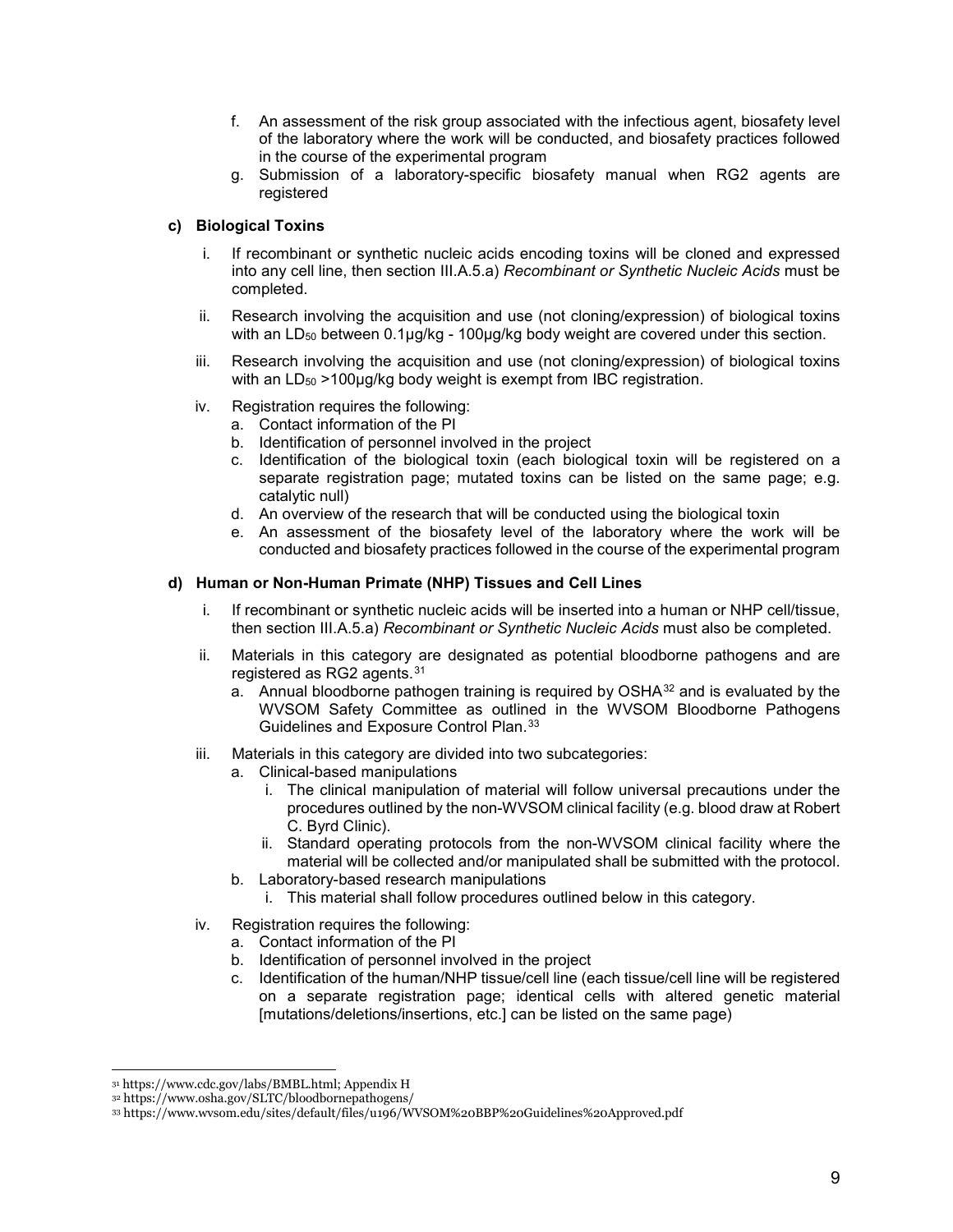f. An assessment of the risk group associated with the infectious agent, biosafety level of the laboratory where the work will be conducted, and biosafety practices followed in the course of the experimental program
g. Submission of a laboratory-specific biosafety manual when RG2 agents are registered

**c) Biological Toxins**

i. If recombinant or synthetic nucleic acids encoding toxins will be cloned and expressed into any cell line, then section III.A.5.a) *Recombinant or Synthetic Nucleic Acids* must be completed.

ii. Research involving the acquisition and use (not cloning/expression) of biological toxins with an $LD_{50}$ between 0.1µg/kg - 100µg/kg body weight are covered under this section.

iii. Research involving the acquisition and use (not cloning/expression) of biological toxins with an $LD_{50}$ >100µg/kg body weight is exempt from IBC registration.

iv. Registration requires the following:
   a. Contact information of the PI
   b. Identification of personnel involved in the project
   c. Identification of the biological toxin (each biological toxin will be registered on a separate registration page; mutated toxins can be listed on the same page; e.g. catalytic null)
   d. An overview of the research that will be conducted using the biological toxin
   e. An assessment of the biosafety level of the laboratory where the work will be conducted and biosafety practices followed in the course of the experimental program

**d) Human or Non-Human Primate (NHP) Tissues and Cell Lines**

i. If recombinant or synthetic nucleic acids will be inserted into a human or NHP cell/tissue, then section III.A.5.a) *Recombinant or Synthetic Nucleic Acids* must also be completed.

ii. Materials in this category are designated as potential bloodborne pathogens and are registered as RG2 agents.[31]
   a. Annual bloodborne pathogen training is required by OSHA[32] and is evaluated by the WVSOM Safety Committee as outlined in the WVSOM Bloodborne Pathogens Guidelines and Exposure Control Plan.[33]

iii. Materials in this category are divided into two subcategories:
   a. Clinical-based manipulations
      i. The clinical manipulation of material will follow universal precautions under the procedures outlined by the non-WVSOM clinical facility (e.g. blood draw at Robert C. Byrd Clinic).
      ii. Standard operating protocols from the non-WVSOM clinical facility where the material will be collected and/or manipulated shall be submitted with the protocol.
   b. Laboratory-based research manipulations
      i. This material shall follow procedures outlined below in this category.

iv. Registration requires the following:
   a. Contact information of the PI
   b. Identification of personnel involved in the project
   c. Identification of the human/NHP tissue/cell line (each tissue/cell line will be registered on a separate registration page; identical cells with altered genetic material [mutations/deletions/insertions, etc.] can be listed on the same page)

---

[31] https://www.cdc.gov/labs/BMBL.html; Appendix H
[32] https://www.osha.gov/SLTC/bloodbornepathogens/
[33] https://www.wvsom.edu/sites/default/files/u196/WVSOM%20BBP%20Guidelines%20Approved.pdf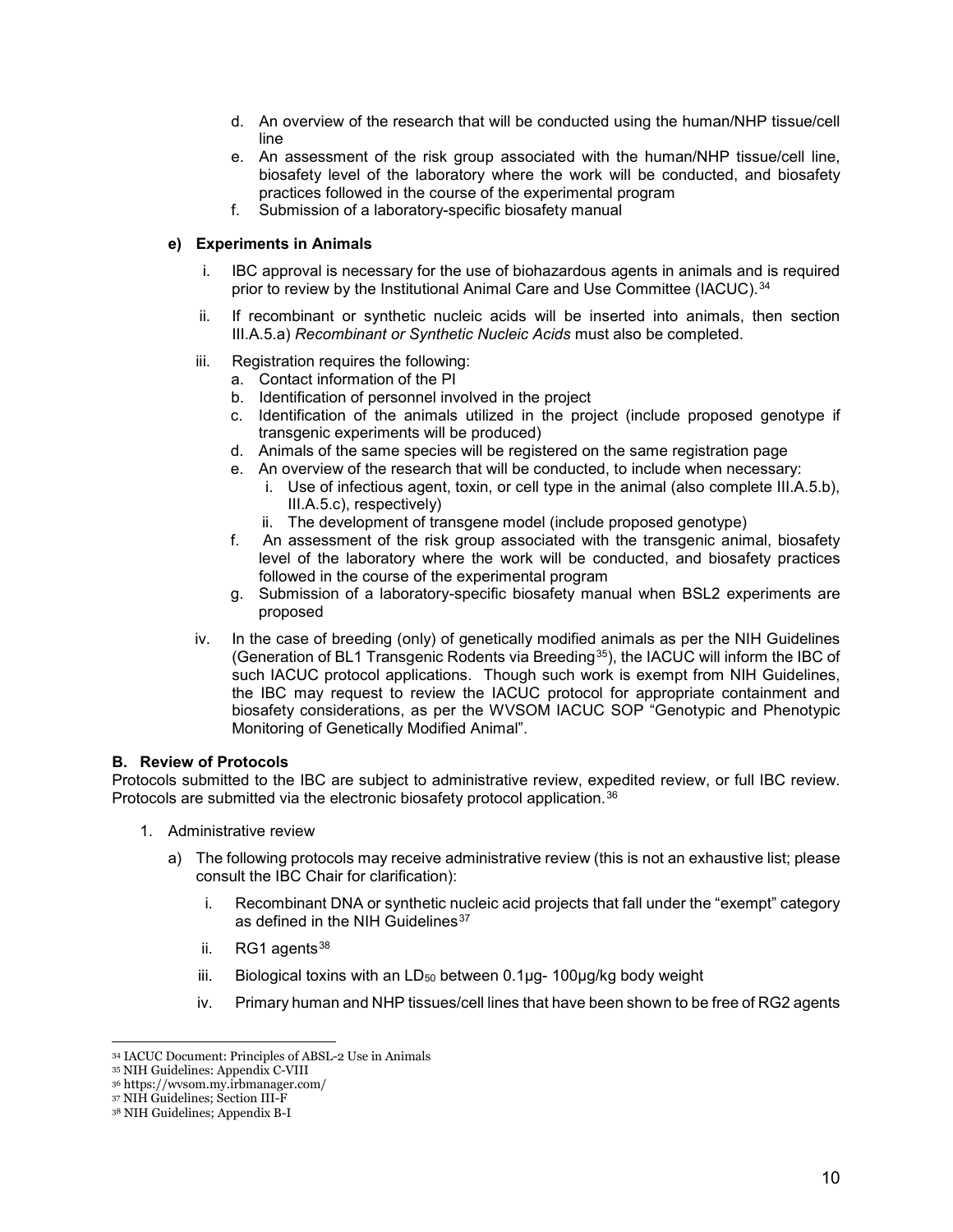d. An overview of the research that will be conducted using the human/NHP tissue/cell line
e. An assessment of the risk group associated with the human/NHP tissue/cell line, biosafety level of the laboratory where the work will be conducted, and biosafety practices followed in the course of the experimental program
f. Submission of a laboratory-specific biosafety manual

**e) Experiments in Animals**

i. IBC approval is necessary for the use of biohazardous agents in animals and is required prior to review by the Institutional Animal Care and Use Committee (IACUC).[34]

ii. If recombinant or synthetic nucleic acids will be inserted into animals, then section III.A.5.a) *Recombinant or Synthetic Nucleic Acids* must also be completed.

iii. Registration requires the following:
   a. Contact information of the PI
   b. Identification of personnel involved in the project
   c. Identification of the animals utilized in the project (include proposed genotype if transgenic experiments will be produced)
   d. Animals of the same species will be registered on the same registration page
   e. An overview of the research that will be conducted, to include when necessary:
      i. Use of infectious agent, toxin, or cell type in the animal (also complete III.A.5.b), III.A.5.c), respectively)
      ii. The development of transgene model (include proposed genotype)
   f. An assessment of the risk group associated with the transgenic animal, biosafety level of the laboratory where the work will be conducted, and biosafety practices followed in the course of the experimental program
   g. Submission of a laboratory-specific biosafety manual when BSL2 experiments are proposed

iv. In the case of breeding (only) of genetically modified animals as per the NIH Guidelines (Generation of BL1 Transgenic Rodents via Breeding[35]), the IACUC will inform the IBC of such IACUC protocol applications. Though such work is exempt from NIH Guidelines, the IBC may request to review the IACUC protocol for appropriate containment and biosafety considerations, as per the WVSOM IACUC SOP "Genotypic and Phenotypic Monitoring of Genetically Modified Animal".

**B. Review of Protocols**

Protocols submitted to the IBC are subject to administrative review, expedited review, or full IBC review. Protocols are submitted via the electronic biosafety protocol application.[36]

1. Administrative review

   a) The following protocols may receive administrative review (this is not an exhaustive list; please consult the IBC Chair for clarification):

      i. Recombinant DNA or synthetic nucleic acid projects that fall under the "exempt" category as defined in the NIH Guidelines[37]

      ii. RG1 agents[38]

      iii. Biological toxins with an $LD_{50}$ between 0.1µg- 100µg/kg body weight

      iv. Primary human and NHP tissues/cell lines that have been shown to be free of RG2 agents

---

[34] IACUC Document: Principles of ABSL-2 Use in Animals
[35] NIH Guidelines: Appendix C-VIII
[36] https://wvsom.my.irbmanager.com/
[37] NIH Guidelines; Section III-F
[38] NIH Guidelines; Appendix B-I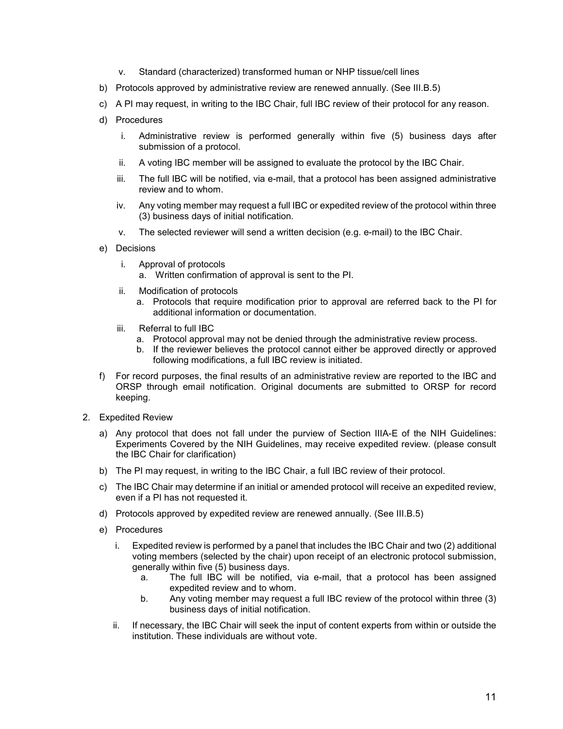v. Standard (characterized) transformed human or NHP tissue/cell lines

b) Protocols approved by administrative review are renewed annually. (See III.B.5)

c) A PI may request, in writing to the IBC Chair, full IBC review of their protocol for any reason.

d) Procedures

   i. Administrative review is performed generally within five (5) business days after submission of a protocol.

   ii. A voting IBC member will be assigned to evaluate the protocol by the IBC Chair.

   iii. The full IBC will be notified, via e-mail, that a protocol has been assigned administrative review and to whom.

   iv. Any voting member may request a full IBC or expedited review of the protocol within three (3) business days of initial notification.

   v. The selected reviewer will send a written decision (e.g. e-mail) to the IBC Chair.

e) Decisions

   i. Approval of protocols
      a. Written confirmation of approval is sent to the PI.

   ii. Modification of protocols
      a. Protocols that require modification prior to approval are referred back to the PI for additional information or documentation.

   iii. Referral to full IBC
      a. Protocol approval may not be denied through the administrative review process.
      b. If the reviewer believes the protocol cannot either be approved directly or approved following modifications, a full IBC review is initiated.

f) For record purposes, the final results of an administrative review are reported to the IBC and ORSP through email notification. Original documents are submitted to ORSP for record keeping.

2. Expedited Review

   a) Any protocol that does not fall under the purview of Section IIIA-E of the NIH Guidelines: Experiments Covered by the NIH Guidelines, may receive expedited review. (please consult the IBC Chair for clarification)

   b) The PI may request, in writing to the IBC Chair, a full IBC review of their protocol.

   c) The IBC Chair may determine if an initial or amended protocol will receive an expedited review, even if a PI has not requested it.

   d) Protocols approved by expedited review are renewed annually. (See III.B.5)

   e) Procedures

      i. Expedited review is performed by a panel that includes the IBC Chair and two (2) additional voting members (selected by the chair) upon receipt of an electronic protocol submission, generally within five (5) business days.
         a. The full IBC will be notified, via e-mail, that a protocol has been assigned expedited review and to whom.
         b. Any voting member may request a full IBC review of the protocol within three (3) business days of initial notification.

      ii. If necessary, the IBC Chair will seek the input of content experts from within or outside the institution. These individuals are without vote.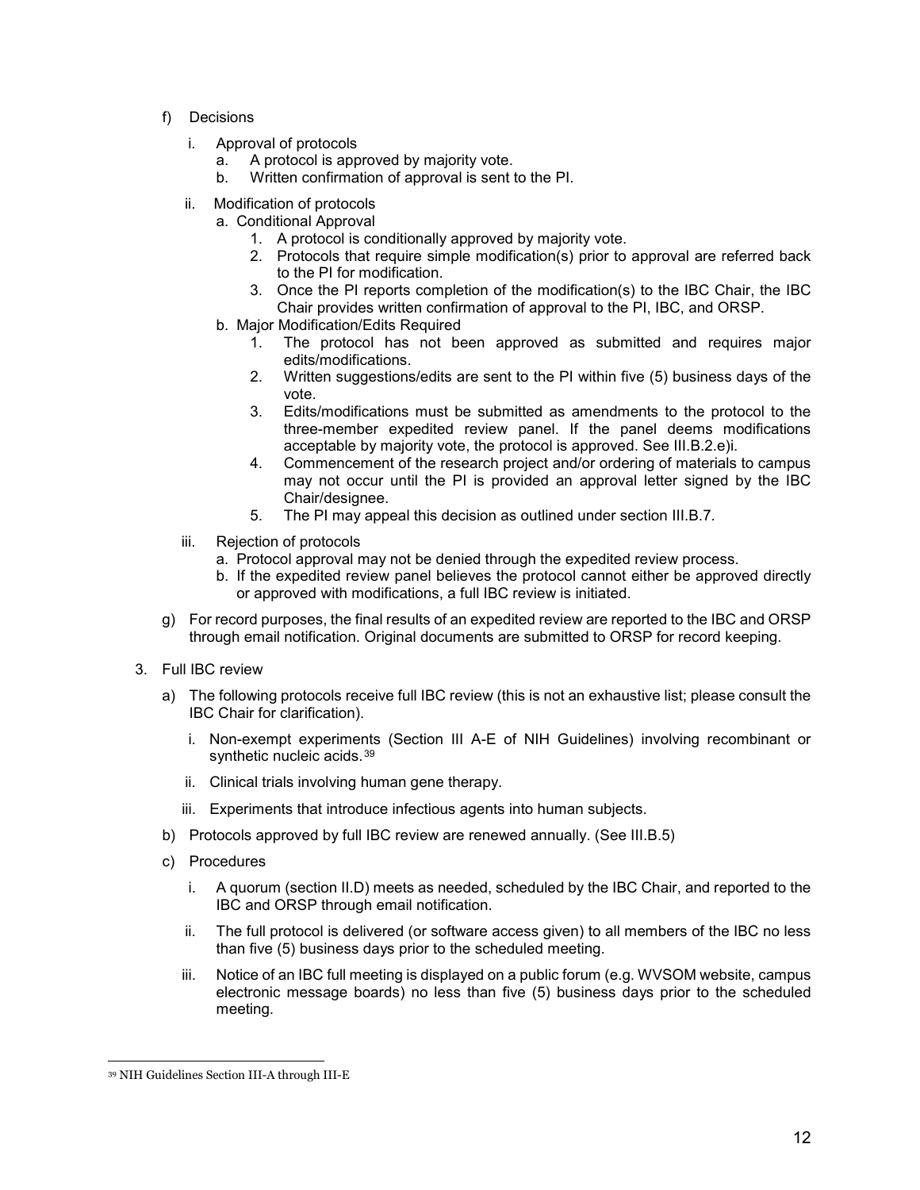f) Decisions

   i. Approval of protocols
      a. A protocol is approved by majority vote.
      b. Written confirmation of approval is sent to the PI.

   ii. Modification of protocols
      a. Conditional Approval
         1. A protocol is conditionally approved by majority vote.
         2. Protocols that require simple modification(s) prior to approval are referred back to the PI for modification.
         3. Once the PI reports completion of the modification(s) to the IBC Chair, the IBC Chair provides written confirmation of approval to the PI, IBC, and ORSP.
      b. Major Modification/Edits Required
         1. The protocol has not been approved as submitted and requires major edits/modifications.
         2. Written suggestions/edits are sent to the PI within five (5) business days of the vote.
         3. Edits/modifications must be submitted as amendments to the protocol to the three-member expedited review panel. If the panel deems modifications acceptable by majority vote, the protocol is approved. See III.B.2.e)i.
         4. Commencement of the research project and/or ordering of materials to campus may not occur until the PI is provided an approval letter signed by the IBC Chair/designee.
         5. The PI may appeal this decision as outlined under section III.B.7.

   iii. Rejection of protocols
      a. Protocol approval may not be denied through the expedited review process.
      b. If the expedited review panel believes the protocol cannot either be approved directly or approved with modifications, a full IBC review is initiated.

g) For record purposes, the final results of an expedited review are reported to the IBC and ORSP through email notification. Original documents are submitted to ORSP for record keeping.

3. Full IBC review

   a) The following protocols receive full IBC review (this is not an exhaustive list; please consult the IBC Chair for clarification).

      i. Non-exempt experiments (Section III A-E of NIH Guidelines) involving recombinant or synthetic nucleic acids.[39]

      ii. Clinical trials involving human gene therapy.

      iii. Experiments that introduce infectious agents into human subjects.

   b) Protocols approved by full IBC review are renewed annually. (See III.B.5)

   c) Procedures

      i. A quorum (section II.D) meets as needed, scheduled by the IBC Chair, and reported to the IBC and ORSP through email notification.

      ii. The full protocol is delivered (or software access given) to all members of the IBC no less than five (5) business days prior to the scheduled meeting.

      iii. Notice of an IBC full meeting is displayed on a public forum (e.g. WVSOM website, campus electronic message boards) no less than five (5) business days prior to the scheduled meeting.

---

[39] NIH Guidelines Section III-A through III-E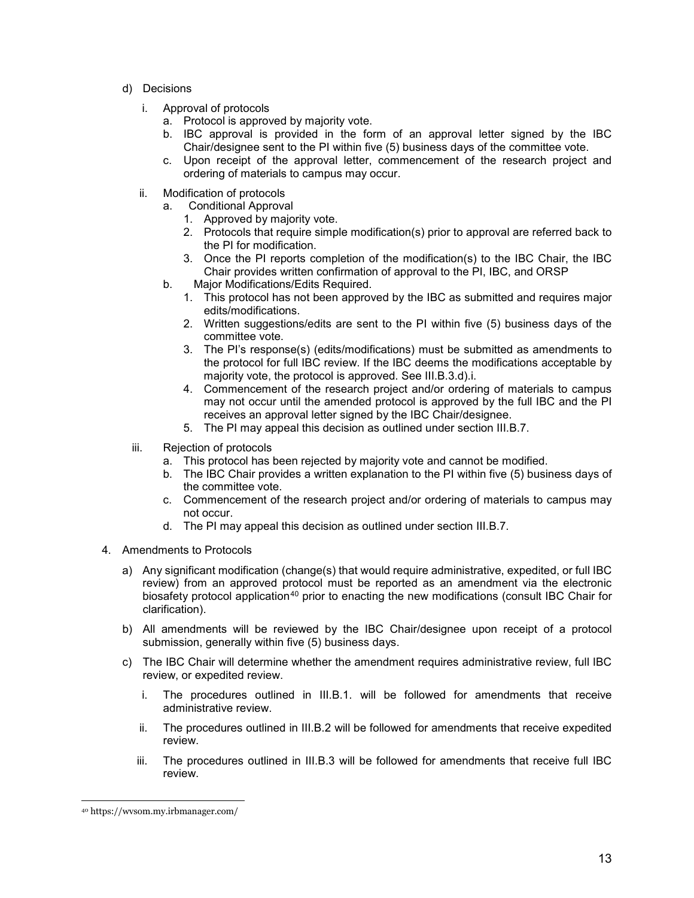d) Decisions

   i. Approval of protocols
      a. Protocol is approved by majority vote.
      b. IBC approval is provided in the form of an approval letter signed by the IBC Chair/designee sent to the PI within five (5) business days of the committee vote.
      c. Upon receipt of the approval letter, commencement of the research project and ordering of materials to campus may occur.

   ii. Modification of protocols
      a. Conditional Approval
         1. Approved by majority vote.
         2. Protocols that require simple modification(s) prior to approval are referred back to the PI for modification.
         3. Once the PI reports completion of the modification(s) to the IBC Chair, the IBC Chair provides written confirmation of approval to the PI, IBC, and ORSP
      b. Major Modifications/Edits Required.
         1. This protocol has not been approved by the IBC as submitted and requires major edits/modifications.
         2. Written suggestions/edits are sent to the PI within five (5) business days of the committee vote.
         3. The PI's response(s) (edits/modifications) must be submitted as amendments to the protocol for full IBC review. If the IBC deems the modifications acceptable by majority vote, the protocol is approved. See III.B.3.d).i.
         4. Commencement of the research project and/or ordering of materials to campus may not occur until the amended protocol is approved by the full IBC and the PI receives an approval letter signed by the IBC Chair/designee.
         5. The PI may appeal this decision as outlined under section III.B.7.

   iii. Rejection of protocols
      a. This protocol has been rejected by majority vote and cannot be modified.
      b. The IBC Chair provides a written explanation to the PI within five (5) business days of the committee vote.
      c. Commencement of the research project and/or ordering of materials to campus may not occur.
      d. The PI may appeal this decision as outlined under section III.B.7.

4. Amendments to Protocols

   a) Any significant modification (change(s) that would require administrative, expedited, or full IBC review) from an approved protocol must be reported as an amendment via the electronic biosafety protocol application[40] prior to enacting the new modifications (consult IBC Chair for clarification).

   b) All amendments will be reviewed by the IBC Chair/designee upon receipt of a protocol submission, generally within five (5) business days.

   c) The IBC Chair will determine whether the amendment requires administrative review, full IBC review, or expedited review.

      i. The procedures outlined in III.B.1. will be followed for amendments that receive administrative review.

      ii. The procedures outlined in III.B.2 will be followed for amendments that receive expedited review.

      iii. The procedures outlined in III.B.3 will be followed for amendments that receive full IBC review.

---

[40] https://wvsom.my.irbmanager.com/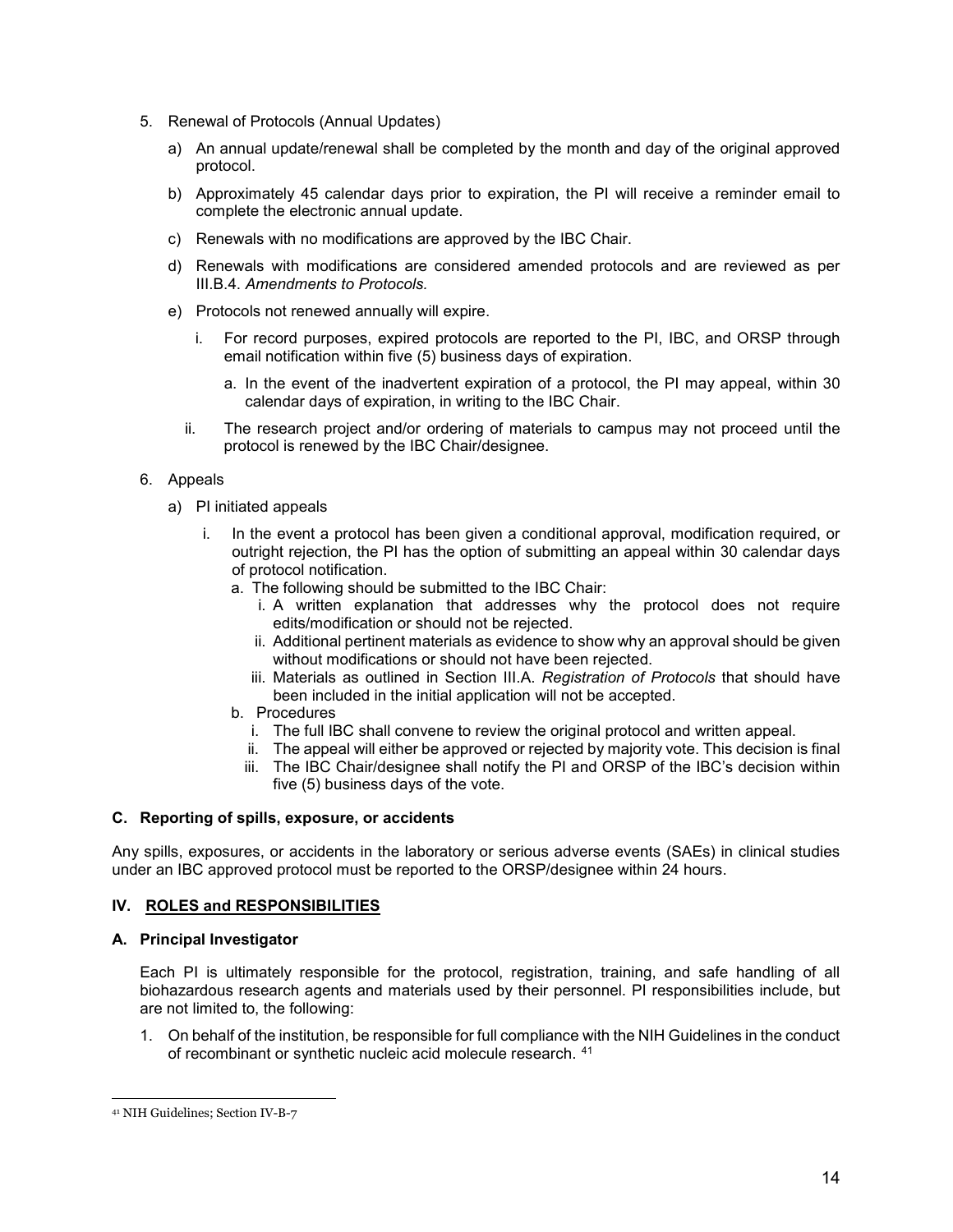5. Renewal of Protocols (Annual Updates)

   a) An annual update/renewal shall be completed by the month and day of the original approved protocol.

   b) Approximately 45 calendar days prior to expiration, the PI will receive a reminder email to complete the electronic annual update.

   c) Renewals with no modifications are approved by the IBC Chair.

   d) Renewals with modifications are considered amended protocols and are reviewed as per III.B.4. *Amendments to Protocols.*

   e) Protocols not renewed annually will expire.

      i. For record purposes, expired protocols are reported to the PI, IBC, and ORSP through email notification within five (5) business days of expiration.

         a. In the event of the inadvertent expiration of a protocol, the PI may appeal, within 30 calendar days of expiration, in writing to the IBC Chair.

      ii. The research project and/or ordering of materials to campus may not proceed until the protocol is renewed by the IBC Chair/designee.

6. Appeals

   a) PI initiated appeals

      i. In the event a protocol has been given a conditional approval, modification required, or outright rejection, the PI has the option of submitting an appeal within 30 calendar days of protocol notification.

         a. The following should be submitted to the IBC Chair:
            i. A written explanation that addresses why the protocol does not require edits/modification or should not be rejected.
            ii. Additional pertinent materials as evidence to show why an approval should be given without modifications or should not have been rejected.
            iii. Materials as outlined in Section III.A. *Registration of Protocols* that should have been included in the initial application will not be accepted.

         b. Procedures
            i. The full IBC shall convene to review the original protocol and written appeal.
            ii. The appeal will either be approved or rejected by majority vote. This decision is final
            iii. The IBC Chair/designee shall notify the PI and ORSP of the IBC's decision within five (5) business days of the vote.

### C. Reporting of spills, exposure, or accidents

Any spills, exposures, or accidents in the laboratory or serious adverse events (SAEs) in clinical studies under an IBC approved protocol must be reported to the ORSP/designee within 24 hours.

## IV. ROLES and RESPONSIBILITIES

### A. Principal Investigator

Each PI is ultimately responsible for the protocol, registration, training, and safe handling of all biohazardous research agents and materials used by their personnel. PI responsibilities include, but are not limited to, the following:

1. On behalf of the institution, be responsible for full compliance with the NIH Guidelines in the conduct of recombinant or synthetic nucleic acid molecule research. [41]

---

[41] NIH Guidelines; Section IV-B-7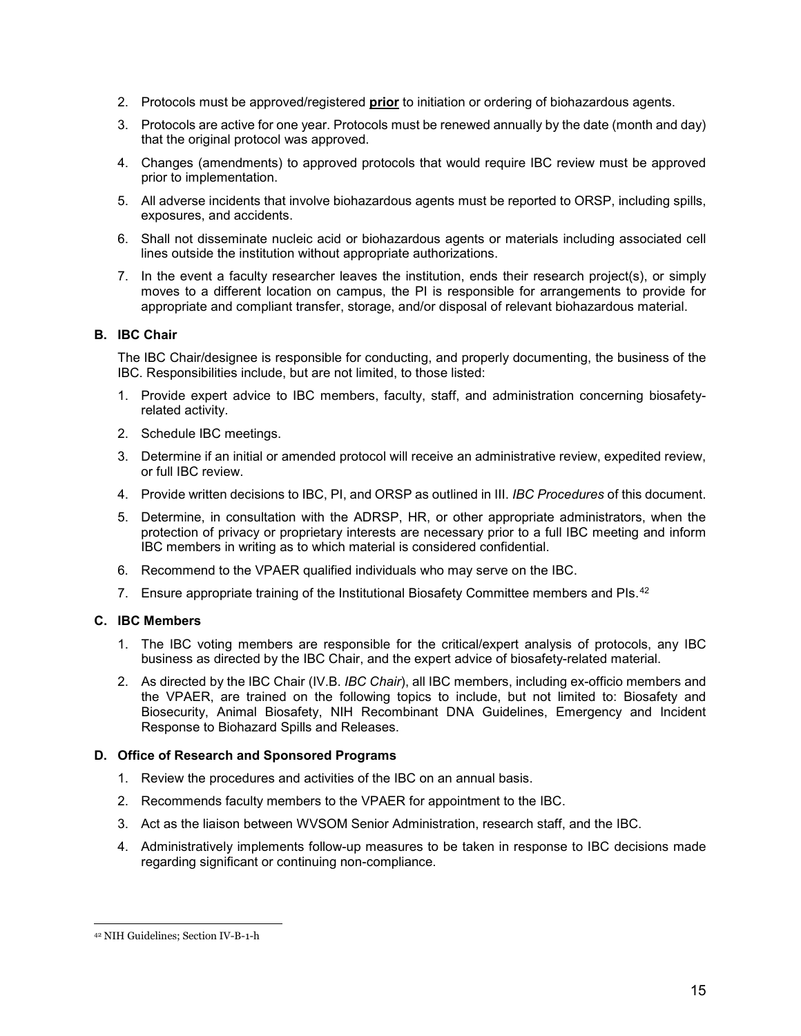2. Protocols must be approved/registered **<u>prior</u>** to initiation or ordering of biohazardous agents.
3. Protocols are active for one year. Protocols must be renewed annually by the date (month and day) that the original protocol was approved.
4. Changes (amendments) to approved protocols that would require IBC review must be approved prior to implementation.
5. All adverse incidents that involve biohazardous agents must be reported to ORSP, including spills, exposures, and accidents.
6. Shall not disseminate nucleic acid or biohazardous agents or materials including associated cell lines outside the institution without appropriate authorizations.
7. In the event a faculty researcher leaves the institution, ends their research project(s), or simply moves to a different location on campus, the PI is responsible for arrangements to provide for appropriate and compliant transfer, storage, and/or disposal of relevant biohazardous material.

### B. IBC Chair

The IBC Chair/designee is responsible for conducting, and properly documenting, the business of the IBC. Responsibilities include, but are not limited, to those listed:

1. Provide expert advice to IBC members, faculty, staff, and administration concerning biosafety-related activity.
2. Schedule IBC meetings.
3. Determine if an initial or amended protocol will receive an administrative review, expedited review, or full IBC review.
4. Provide written decisions to IBC, PI, and ORSP as outlined in III. *IBC Procedures* of this document.
5. Determine, in consultation with the ADRSP, HR, or other appropriate administrators, when the protection of privacy or proprietary interests are necessary prior to a full IBC meeting and inform IBC members in writing as to which material is considered confidential.
6. Recommend to the VPAER qualified individuals who may serve on the IBC.
7. Ensure appropriate training of the Institutional Biosafety Committee members and PIs.[42]

### C. IBC Members

1. The IBC voting members are responsible for the critical/expert analysis of protocols, any IBC business as directed by the IBC Chair, and the expert advice of biosafety-related material.
2. As directed by the IBC Chair (IV.B. *IBC Chair*), all IBC members, including ex-officio members and the VPAER, are trained on the following topics to include, but not limited to: Biosafety and Biosecurity, Animal Biosafety, NIH Recombinant DNA Guidelines, Emergency and Incident Response to Biohazard Spills and Releases.

### D. Office of Research and Sponsored Programs

1. Review the procedures and activities of the IBC on an annual basis.
2. Recommends faculty members to the VPAER for appointment to the IBC.
3. Act as the liaison between WVSOM Senior Administration, research staff, and the IBC.
4. Administratively implements follow-up measures to be taken in response to IBC decisions made regarding significant or continuing non-compliance.

---

[42] NIH Guidelines; Section IV-B-1-h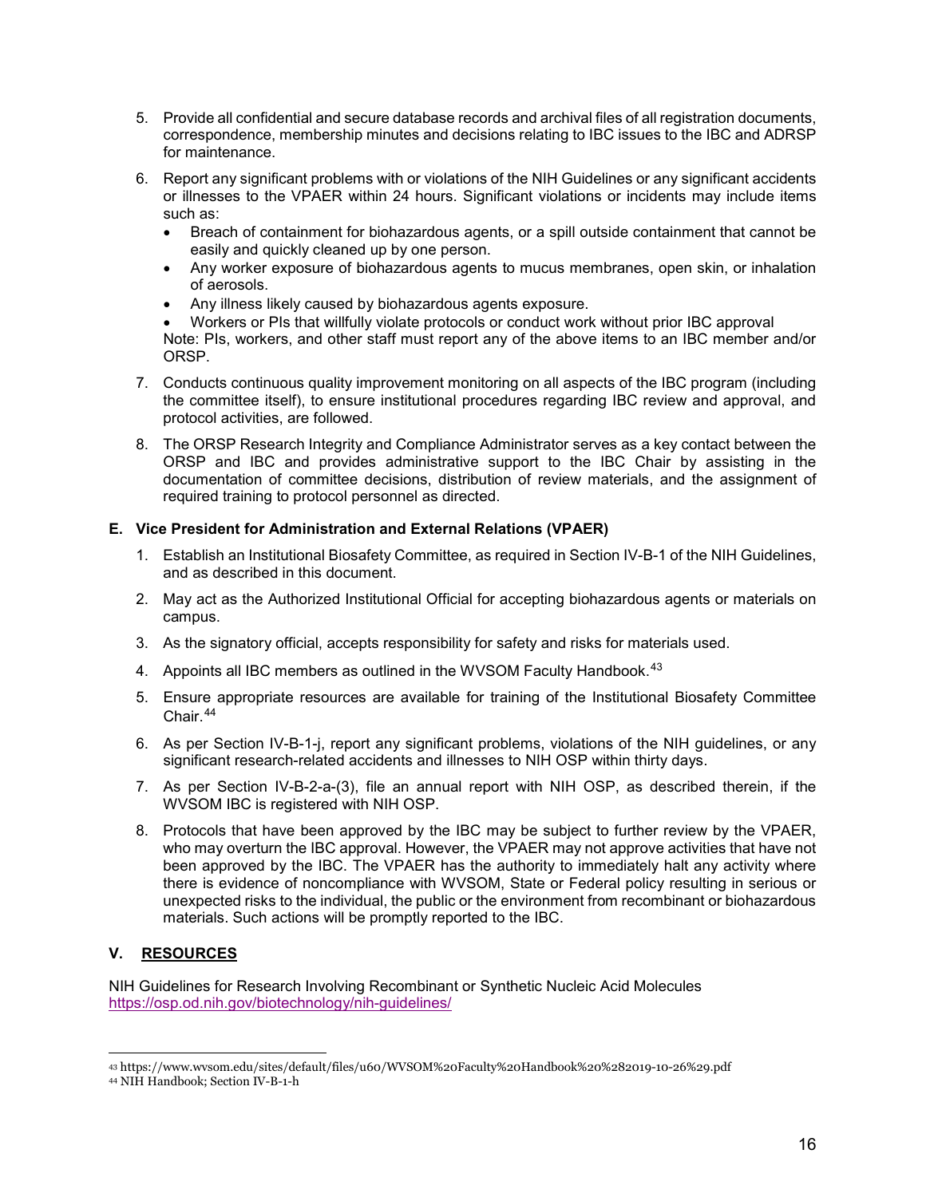5. Provide all confidential and secure database records and archival files of all registration documents, correspondence, membership minutes and decisions relating to IBC issues to the IBC and ADRSP for maintenance.

6. Report any significant problems with or violations of the NIH Guidelines or any significant accidents or illnesses to the VPAER within 24 hours. Significant violations or incidents may include items such as:
   - Breach of containment for biohazardous agents, or a spill outside containment that cannot be easily and quickly cleaned up by one person.
   - Any worker exposure of biohazardous agents to mucus membranes, open skin, or inhalation of aerosols.
   - Any illness likely caused by biohazardous agents exposure.
   - Workers or PIs that willfully violate protocols or conduct work without prior IBC approval

   Note: PIs, workers, and other staff must report any of the above items to an IBC member and/or ORSP.

7. Conducts continuous quality improvement monitoring on all aspects of the IBC program (including the committee itself), to ensure institutional procedures regarding IBC review and approval, and protocol activities, are followed.

8. The ORSP Research Integrity and Compliance Administrator serves as a key contact between the ORSP and IBC and provides administrative support to the IBC Chair by assisting in the documentation of committee decisions, distribution of review materials, and the assignment of required training to protocol personnel as directed.

### E. Vice President for Administration and External Relations (VPAER)

1. Establish an Institutional Biosafety Committee, as required in Section IV-B-1 of the NIH Guidelines, and as described in this document.

2. May act as the Authorized Institutional Official for accepting biohazardous agents or materials on campus.

3. As the signatory official, accepts responsibility for safety and risks for materials used.

4. Appoints all IBC members as outlined in the WVSOM Faculty Handbook.[43]

5. Ensure appropriate resources are available for training of the Institutional Biosafety Committee Chair.[44]

6. As per Section IV-B-1-j, report any significant problems, violations of the NIH guidelines, or any significant research-related accidents and illnesses to NIH OSP within thirty days.

7. As per Section IV-B-2-a-(3), file an annual report with NIH OSP, as described therein, if the WVSOM IBC is registered with NIH OSP.

8. Protocols that have been approved by the IBC may be subject to further review by the VPAER, who may overturn the IBC approval. However, the VPAER may not approve activities that have not been approved by the IBC. The VPAER has the authority to immediately halt any activity where there is evidence of noncompliance with WVSOM, State or Federal policy resulting in serious or unexpected risks to the individual, the public or the environment from recombinant or biohazardous materials. Such actions will be promptly reported to the IBC.

## V. RESOURCES

NIH Guidelines for Research Involving Recombinant or Synthetic Nucleic Acid Molecules
https://osp.od.nih.gov/biotechnology/nih-guidelines/

---

[43] https://www.wvsom.edu/sites/default/files/u60/WVSOM%20Faculty%20Handbook%20%282019-10-26%29.pdf

[44] NIH Handbook; Section IV-B-1-h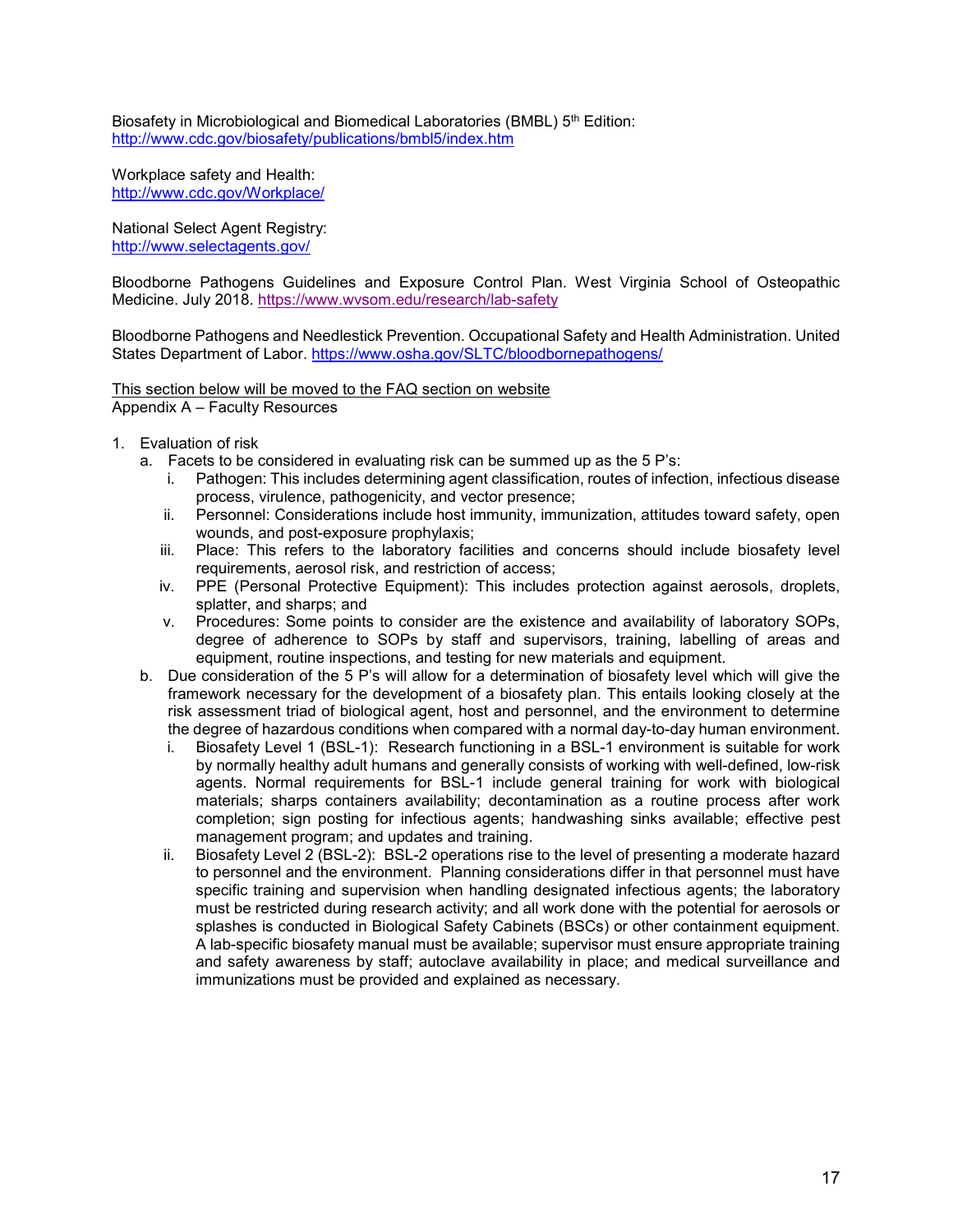Biosafety in Microbiological and Biomedical Laboratories (BMBL) 5th Edition:
http://www.cdc.gov/biosafety/publications/bmbl5/index.htm

Workplace safety and Health:
http://www.cdc.gov/Workplace/

National Select Agent Registry:
http://www.selectagents.gov/

Bloodborne Pathogens Guidelines and Exposure Control Plan. West Virginia School of Osteopathic Medicine. July 2018. https://www.wvsom.edu/research/lab-safety

Bloodborne Pathogens and Needlestick Prevention. Occupational Safety and Health Administration. United States Department of Labor. https://www.osha.gov/SLTC/bloodbornepathogens/

This section below will be moved to the FAQ section on website
Appendix A – Faculty Resources

1. Evaluation of risk
   a. Facets to be considered in evaluating risk can be summed up as the 5 P's:
      i. Pathogen: This includes determining agent classification, routes of infection, infectious disease process, virulence, pathogenicity, and vector presence;
      ii. Personnel: Considerations include host immunity, immunization, attitudes toward safety, open wounds, and post-exposure prophylaxis;
      iii. Place: This refers to the laboratory facilities and concerns should include biosafety level requirements, aerosol risk, and restriction of access;
      iv. PPE (Personal Protective Equipment): This includes protection against aerosols, droplets, splatter, and sharps; and
      v. Procedures: Some points to consider are the existence and availability of laboratory SOPs, degree of adherence to SOPs by staff and supervisors, training, labelling of areas and equipment, routine inspections, and testing for new materials and equipment.
   b. Due consideration of the 5 P's will allow for a determination of biosafety level which will give the framework necessary for the development of a biosafety plan. This entails looking closely at the risk assessment triad of biological agent, host and personnel, and the environment to determine the degree of hazardous conditions when compared with a normal day-to-day human environment.
      i. Biosafety Level 1 (BSL-1): Research functioning in a BSL-1 environment is suitable for work by normally healthy adult humans and generally consists of working with well-defined, low-risk agents. Normal requirements for BSL-1 include general training for work with biological materials; sharps containers availability; decontamination as a routine process after work completion; sign posting for infectious agents; handwashing sinks available; effective pest management program; and updates and training.
      ii. Biosafety Level 2 (BSL-2): BSL-2 operations rise to the level of presenting a moderate hazard to personnel and the environment. Planning considerations differ in that personnel must have specific training and supervision when handling designated infectious agents; the laboratory must be restricted during research activity; and all work done with the potential for aerosols or splashes is conducted in Biological Safety Cabinets (BSCs) or other containment equipment. A lab-specific biosafety manual must be available; supervisor must ensure appropriate training and safety awareness by staff; autoclave availability in place; and medical surveillance and immunizations must be provided and explained as necessary.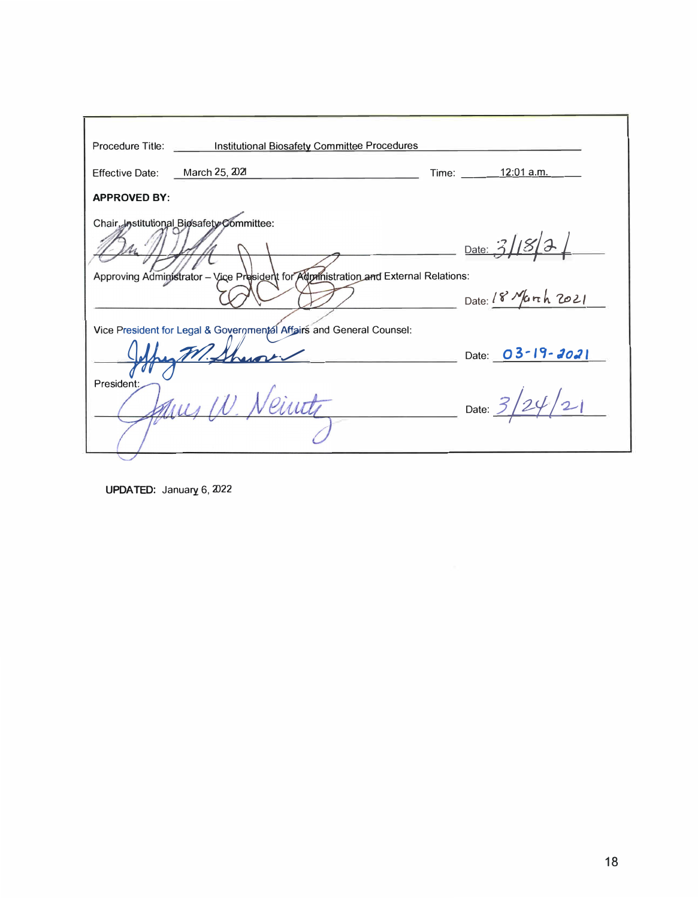Procedure Title: Institutional Biosafety Committee Procedures

Effective Date: March 25, 2021 Time: 12:01 a.m.

**APPROVED BY:**

Chair, Institutional Biosafety Committee:

_______________________________ Date: 3/18/21

Approving Administrator – Vice President for Administration and External Relations:

_______________________________ Date: 18 March 2021

Vice President for Legal & Governmental Affairs and General Counsel:

_______________________________ Date: 03-19-2021

President:

_______________________________ Date: 3/24/21

**UPDATED:** January 6, 2022